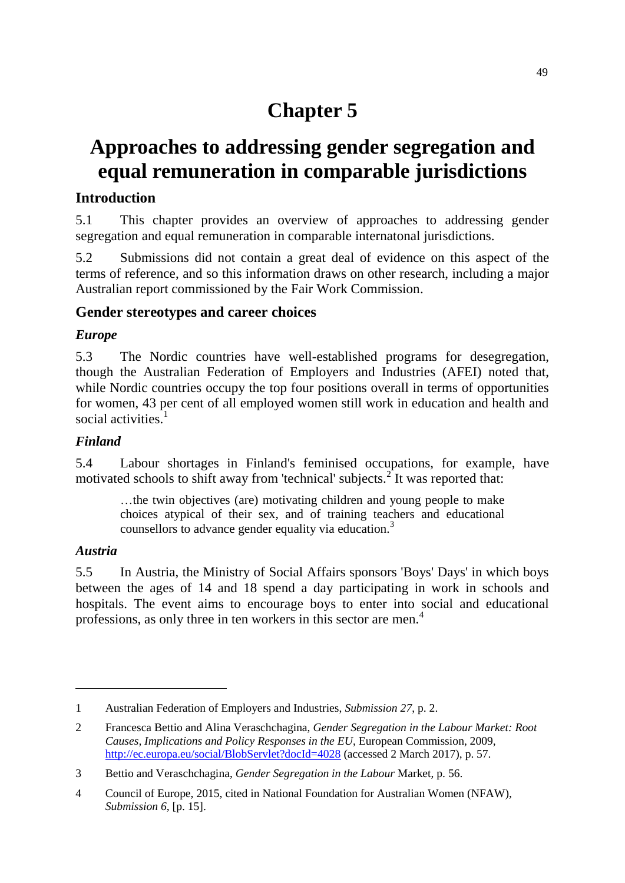# Chapter 5

# Approaches to addressing gender segregation and equal remuneration in comparable jurisdictions

## Introduction

5.1 This chapter provides an overview of approaches to addressing gender segregation and equal remuneration in comparable internatonal jurisdictions.

5.2 Submissions did not contain a great deal of evidence on this aspect of the terms of reference, and so this information draws on other research, including a major Australian report commissioned by the Fair Work Commission.

## Gender stereotypes and career choices

### *Europe*

5.3 The Nordic countries have well-established programs for desegregation, though the Australian Federation of Employers and Industries (AFEI) noted that, while Nordic countries occupy the top four positions overall in terms of opportunities for women, 43 per cent of all employed women still work in education and health and social activities.[1]

### *Finland*

5.4 Labour shortages in Finland's feminised occupations, for example, have motivated schools to shift away from 'technical' subjects.[2] It was reported that:

> …the twin objectives (are) motivating children and young people to make choices atypical of their sex, and of training teachers and educational counsellors to advance gender equality via education.[3]

### *Austria*

5.5 In Austria, the Ministry of Social Affairs sponsors 'Boys' Days' in which boys between the ages of 14 and 18 spend a day participating in work in schools and hospitals. The event aims to encourage boys to enter into social and educational professions, as only three in ten workers in this sector are men.[4]

---

1 Australian Federation of Employers and Industries, *Submission 27*, p. 2.

2 Francesca Bettio and Alina Veraschchagina, *Gender Segregation in the Labour Market: Root Causes, Implications and Policy Responses in the EU*, European Commission, 2009, http://ec.europa.eu/social/BlobServlet?docId=4028 (accessed 2 March 2017), p. 57.

3 Bettio and Veraschchagina, *Gender Segregation in the Labour* Market, p. 56.

4 Council of Europe, 2015, cited in National Foundation for Australian Women (NFAW), *Submission 6*, [p. 15].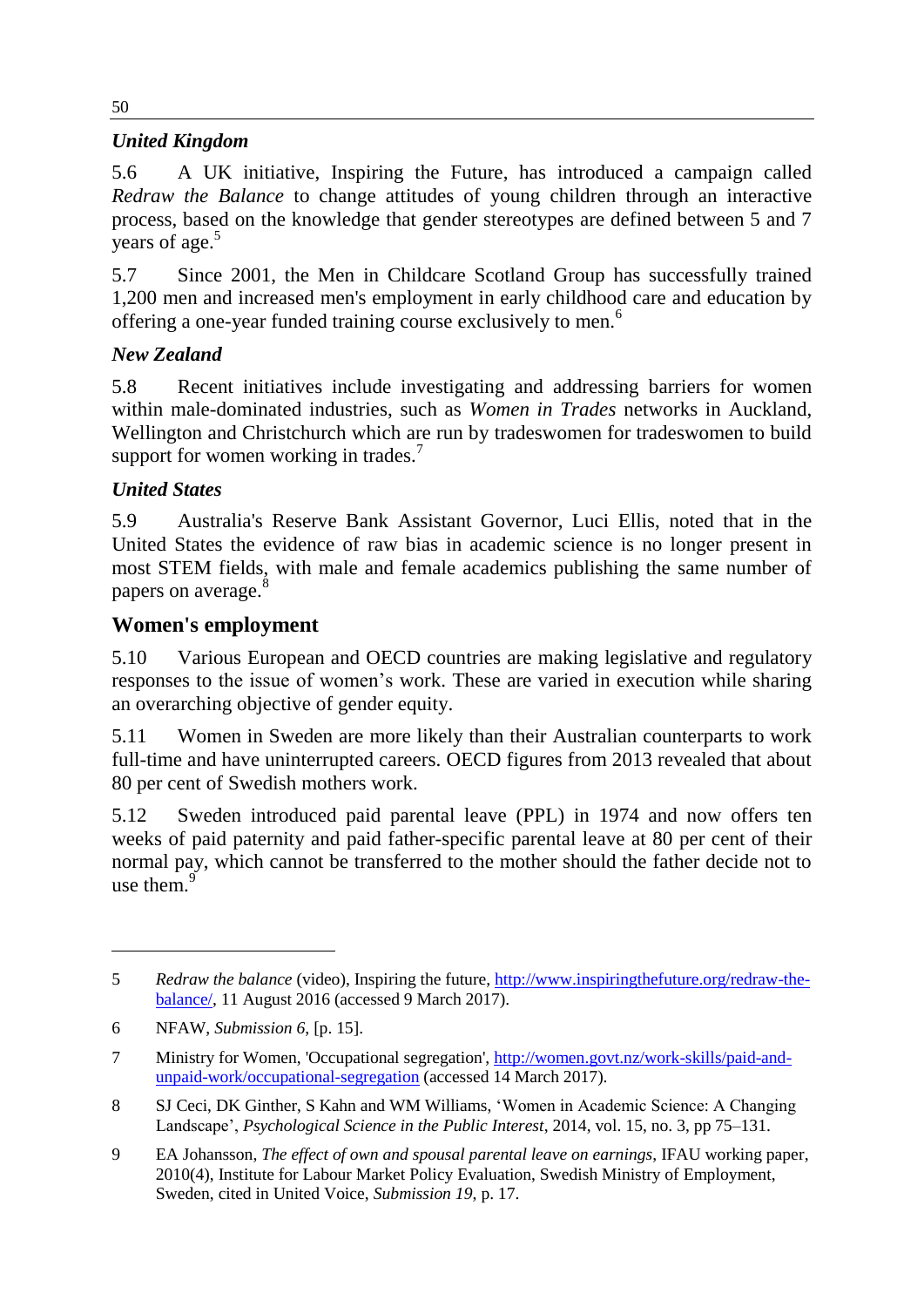### *United Kingdom*

5.6 A UK initiative, Inspiring the Future, has introduced a campaign called *Redraw the Balance* to change attitudes of young children through an interactive process, based on the knowledge that gender stereotypes are defined between 5 and 7 years of age.[5]

5.7 Since 2001, the Men in Childcare Scotland Group has successfully trained 1,200 men and increased men's employment in early childhood care and education by offering a one-year funded training course exclusively to men.[6]

### *New Zealand*

5.8 Recent initiatives include investigating and addressing barriers for women within male-dominated industries, such as *Women in Trades* networks in Auckland, Wellington and Christchurch which are run by tradeswomen for tradeswomen to build support for women working in trades.[7]

### *United States*

5.9 Australia's Reserve Bank Assistant Governor, Luci Ellis, noted that in the United States the evidence of raw bias in academic science is no longer present in most STEM fields, with male and female academics publishing the same number of papers on average.[8]

## Women's employment

5.10 Various European and OECD countries are making legislative and regulatory responses to the issue of women's work. These are varied in execution while sharing an overarching objective of gender equity.

5.11 Women in Sweden are more likely than their Australian counterparts to work full-time and have uninterrupted careers. OECD figures from 2013 revealed that about 80 per cent of Swedish mothers work.

5.12 Sweden introduced paid parental leave (PPL) in 1974 and now offers ten weeks of paid paternity and paid father-specific parental leave at 80 per cent of their normal pay, which cannot be transferred to the mother should the father decide not to use them.[9]

---

5 *Redraw the balance* (video), Inspiring the future, http://www.inspiringthefuture.org/redraw-the-balance/, 11 August 2016 (accessed 9 March 2017).

6 NFAW, *Submission 6*, [p. 15].

7 Ministry for Women, 'Occupational segregation', http://women.govt.nz/work-skills/paid-and-unpaid-work/occupational-segregation (accessed 14 March 2017).

8 SJ Ceci, DK Ginther, S Kahn and WM Williams, 'Women in Academic Science: A Changing Landscape', *Psychological Science in the Public Interest*, 2014, vol. 15, no. 3, pp 75–131.

9 EA Johansson, *The effect of own and spousal parental leave on earnings*, IFAU working paper, 2010(4), Institute for Labour Market Policy Evaluation, Swedish Ministry of Employment, Sweden, cited in United Voice, *Submission 19*, p. 17.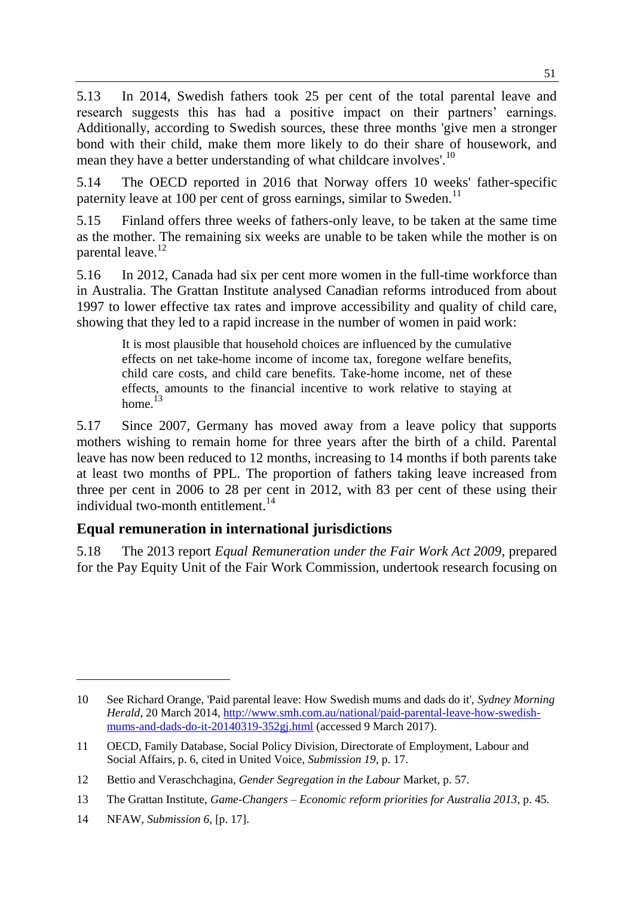5.13 In 2014, Swedish fathers took 25 per cent of the total parental leave and research suggests this has had a positive impact on their partners' earnings. Additionally, according to Swedish sources, these three months 'give men a stronger bond with their child, make them more likely to do their share of housework, and mean they have a better understanding of what childcare involves'.[10]

5.14 The OECD reported in 2016 that Norway offers 10 weeks' father-specific paternity leave at 100 per cent of gross earnings, similar to Sweden.[11]

5.15 Finland offers three weeks of fathers-only leave, to be taken at the same time as the mother. The remaining six weeks are unable to be taken while the mother is on parental leave.[12]

5.16 In 2012, Canada had six per cent more women in the full-time workforce than in Australia. The Grattan Institute analysed Canadian reforms introduced from about 1997 to lower effective tax rates and improve accessibility and quality of child care, showing that they led to a rapid increase in the number of women in paid work:

> It is most plausible that household choices are influenced by the cumulative effects on net take-home income of income tax, foregone welfare benefits, child care costs, and child care benefits. Take-home income, net of these effects, amounts to the financial incentive to work relative to staying at home.[13]

5.17 Since 2007, Germany has moved away from a leave policy that supports mothers wishing to remain home for three years after the birth of a child. Parental leave has now been reduced to 12 months, increasing to 14 months if both parents take at least two months of PPL. The proportion of fathers taking leave increased from three per cent in 2006 to 28 per cent in 2012, with 83 per cent of these using their individual two-month entitlement.[14]

## Equal remuneration in international jurisdictions

5.18 The 2013 report *Equal Remuneration under the Fair Work Act 2009*, prepared for the Pay Equity Unit of the Fair Work Commission, undertook research focusing on

---

10 See Richard Orange, 'Paid parental leave: How Swedish mums and dads do it', *Sydney Morning Herald*, 20 March 2014, http://www.smh.com.au/national/paid-parental-leave-how-swedish-mums-and-dads-do-it-20140319-352gj.html (accessed 9 March 2017).

11 OECD, Family Database, Social Policy Division, Directorate of Employment, Labour and Social Affairs, p. 6, cited in United Voice, *Submission 19*, p. 17.

12 Bettio and Veraschchagina, *Gender Segregation in the Labour* Market, p. 57.

13 The Grattan Institute, *Game-Changers – Economic reform priorities for Australia 2013*, p. 45.

14 NFAW, *Submission 6*, [p. 17].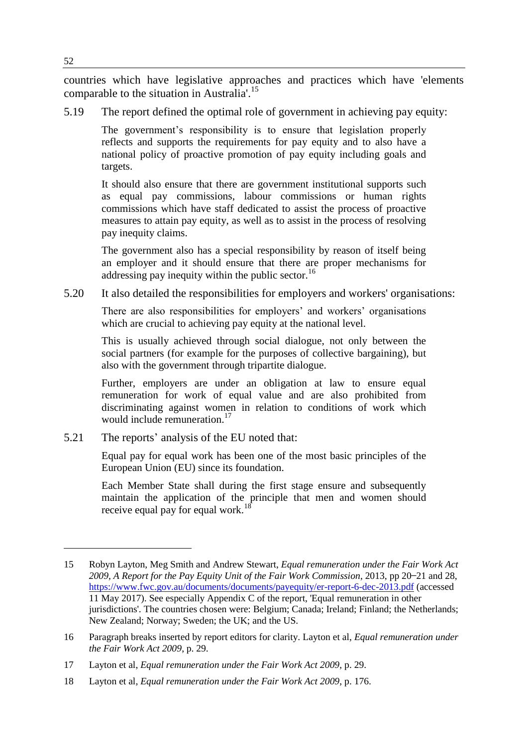countries which have legislative approaches and practices which have 'elements comparable to the situation in Australia'.[15]

5.19 The report defined the optimal role of government in achieving pay equity:

> The government's responsibility is to ensure that legislation properly reflects and supports the requirements for pay equity and to also have a national policy of proactive promotion of pay equity including goals and targets.
>
> It should also ensure that there are government institutional supports such as equal pay commissions, labour commissions or human rights commissions which have staff dedicated to assist the process of proactive measures to attain pay equity, as well as to assist in the process of resolving pay inequity claims.
>
> The government also has a special responsibility by reason of itself being an employer and it should ensure that there are proper mechanisms for addressing pay inequity within the public sector.[16]

5.20 It also detailed the responsibilities for employers and workers' organisations:

> There are also responsibilities for employers' and workers' organisations which are crucial to achieving pay equity at the national level.
>
> This is usually achieved through social dialogue, not only between the social partners (for example for the purposes of collective bargaining), but also with the government through tripartite dialogue.
>
> Further, employers are under an obligation at law to ensure equal remuneration for work of equal value and are also prohibited from discriminating against women in relation to conditions of work which would include remuneration.[17]

5.21 The reports' analysis of the EU noted that:

> Equal pay for equal work has been one of the most basic principles of the European Union (EU) since its foundation.
>
> Each Member State shall during the first stage ensure and subsequently maintain the application of the principle that men and women should receive equal pay for equal work.[18]

---

15 Robyn Layton, Meg Smith and Andrew Stewart, *Equal remuneration under the Fair Work Act 2009, A Report for the Pay Equity Unit of the Fair Work Commission*, 2013, pp 20–21 and 28, https://www.fwc.gov.au/documents/documents/payequity/er-report-6-dec-2013.pdf (accessed 11 May 2017). See especially Appendix C of the report, 'Equal remuneration in other jurisdictions'. The countries chosen were: Belgium; Canada; Ireland; Finland; the Netherlands; New Zealand; Norway; Sweden; the UK; and the US.

16 Paragraph breaks inserted by report editors for clarity. Layton et al, *Equal remuneration under the Fair Work Act 2009*, p. 29.

17 Layton et al, *Equal remuneration under the Fair Work Act 2009*, p. 29.

18 Layton et al, *Equal remuneration under the Fair Work Act 2009*, p. 176.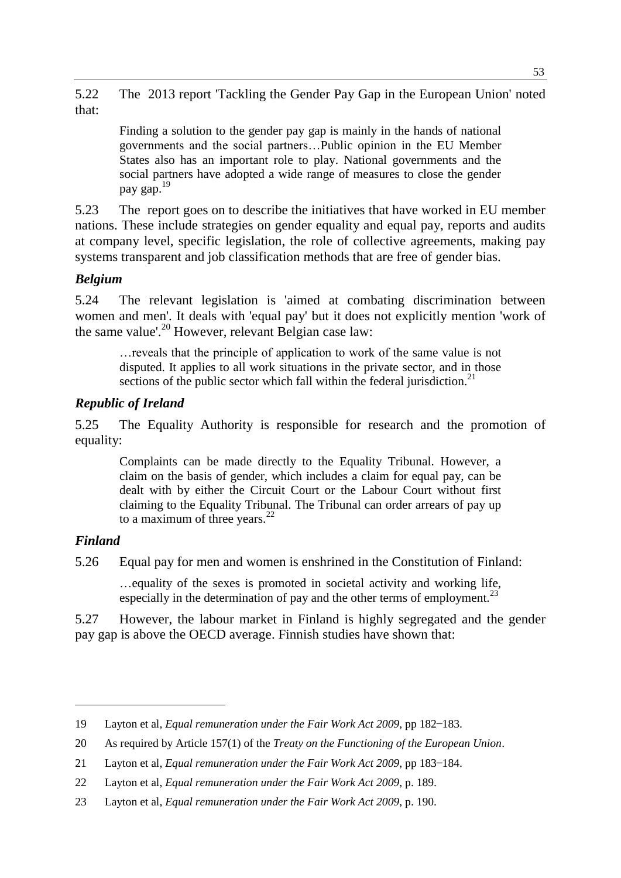5.22 The 2013 report 'Tackling the Gender Pay Gap in the European Union' noted that:

> Finding a solution to the gender pay gap is mainly in the hands of national governments and the social partners…Public opinion in the EU Member States also has an important role to play. National governments and the social partners have adopted a wide range of measures to close the gender pay gap.[19]

5.23 The report goes on to describe the initiatives that have worked in EU member nations. These include strategies on gender equality and equal pay, reports and audits at company level, specific legislation, the role of collective agreements, making pay systems transparent and job classification methods that are free of gender bias.

### *Belgium*

5.24 The relevant legislation is 'aimed at combating discrimination between women and men'. It deals with 'equal pay' but it does not explicitly mention 'work of the same value'.[20] However, relevant Belgian case law:

> …reveals that the principle of application to work of the same value is not disputed. It applies to all work situations in the private sector, and in those sections of the public sector which fall within the federal jurisdiction.[21]

### *Republic of Ireland*

5.25 The Equality Authority is responsible for research and the promotion of equality:

> Complaints can be made directly to the Equality Tribunal. However, a claim on the basis of gender, which includes a claim for equal pay, can be dealt with by either the Circuit Court or the Labour Court without first claiming to the Equality Tribunal. The Tribunal can order arrears of pay up to a maximum of three years.[22]

### *Finland*

5.26 Equal pay for men and women is enshrined in the Constitution of Finland:

> …equality of the sexes is promoted in societal activity and working life, especially in the determination of pay and the other terms of employment.[23]

5.27 However, the labour market in Finland is highly segregated and the gender pay gap is above the OECD average. Finnish studies have shown that:

---

19 Layton et al, *Equal remuneration under the Fair Work Act 2009*, pp 182–183.

20 As required by Article 157(1) of the *Treaty on the Functioning of the European Union*.

21 Layton et al, *Equal remuneration under the Fair Work Act 2009*, pp 183–184.

22 Layton et al, *Equal remuneration under the Fair Work Act 2009*, p. 189.

23 Layton et al, *Equal remuneration under the Fair Work Act 2009*, p. 190.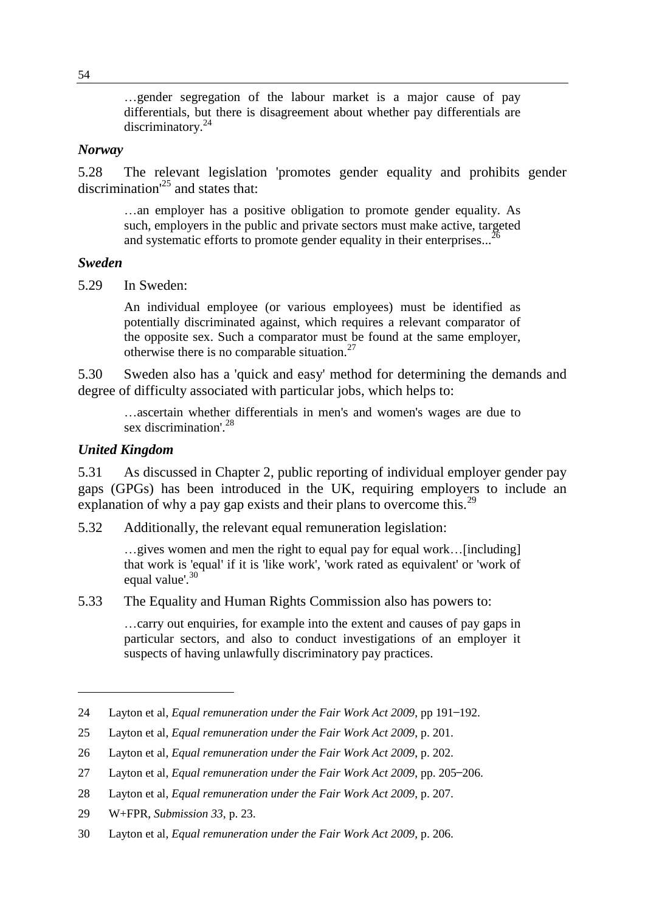> …gender segregation of the labour market is a major cause of pay differentials, but there is disagreement about whether pay differentials are discriminatory.[24]

### *Norway*

5.28 The relevant legislation 'promotes gender equality and prohibits gender discrimination'[25] and states that:

> …an employer has a positive obligation to promote gender equality. As such, employers in the public and private sectors must make active, targeted and systematic efforts to promote gender equality in their enterprises...[26]

### *Sweden*

5.29 In Sweden:

> An individual employee (or various employees) must be identified as potentially discriminated against, which requires a relevant comparator of the opposite sex. Such a comparator must be found at the same employer, otherwise there is no comparable situation.[27]

5.30 Sweden also has a 'quick and easy' method for determining the demands and degree of difficulty associated with particular jobs, which helps to:

> …ascertain whether differentials in men's and women's wages are due to sex discrimination'.[28]

### *United Kingdom*

5.31 As discussed in Chapter 2, public reporting of individual employer gender pay gaps (GPGs) has been introduced in the UK, requiring employers to include an explanation of why a pay gap exists and their plans to overcome this.[29]

5.32 Additionally, the relevant equal remuneration legislation:

> …gives women and men the right to equal pay for equal work…[including] that work is 'equal' if it is 'like work', 'work rated as equivalent' or 'work of equal value'.[30]

5.33 The Equality and Human Rights Commission also has powers to:

> …carry out enquiries, for example into the extent and causes of pay gaps in particular sectors, and also to conduct investigations of an employer it suspects of having unlawfully discriminatory pay practices.

---

24 Layton et al, *Equal remuneration under the Fair Work Act 2009*, pp 191–192.

25 Layton et al, *Equal remuneration under the Fair Work Act 2009*, p. 201.

26 Layton et al, *Equal remuneration under the Fair Work Act 2009*, p. 202.

27 Layton et al, *Equal remuneration under the Fair Work Act 2009*, pp. 205–206.

28 Layton et al, *Equal remuneration under the Fair Work Act 2009*, p. 207.

29 W+FPR, *Submission 33*, p. 23.

30 Layton et al, *Equal remuneration under the Fair Work Act 2009*, p. 206.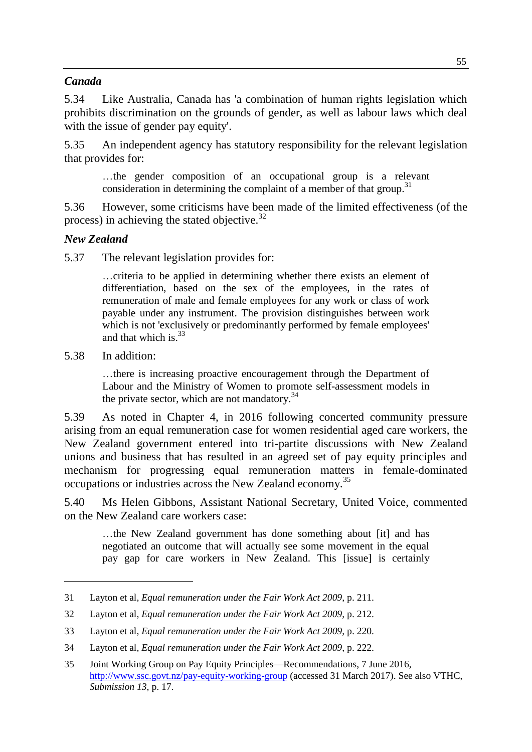### *Canada*

5.34 Like Australia, Canada has 'a combination of human rights legislation which prohibits discrimination on the grounds of gender, as well as labour laws which deal with the issue of gender pay equity'.

5.35 An independent agency has statutory responsibility for the relevant legislation that provides for:

> …the gender composition of an occupational group is a relevant consideration in determining the complaint of a member of that group.[31]

5.36 However, some criticisms have been made of the limited effectiveness (of the process) in achieving the stated objective.[32]

### *New Zealand*

5.37 The relevant legislation provides for:

> …criteria to be applied in determining whether there exists an element of differentiation, based on the sex of the employees, in the rates of remuneration of male and female employees for any work or class of work payable under any instrument. The provision distinguishes between work which is not 'exclusively or predominantly performed by female employees' and that which is.[33]

5.38 In addition:

> …there is increasing proactive encouragement through the Department of Labour and the Ministry of Women to promote self-assessment models in the private sector, which are not mandatory.[34]

5.39 As noted in Chapter 4, in 2016 following concerted community pressure arising from an equal remuneration case for women residential aged care workers, the New Zealand government entered into tri-partite discussions with New Zealand unions and business that has resulted in an agreed set of pay equity principles and mechanism for progressing equal remuneration matters in female-dominated occupations or industries across the New Zealand economy.[35]

5.40 Ms Helen Gibbons, Assistant National Secretary, United Voice, commented on the New Zealand care workers case:

> …the New Zealand government has done something about [it] and has negotiated an outcome that will actually see some movement in the equal pay gap for care workers in New Zealand. This [issue] is certainly

---

31 Layton et al, *Equal remuneration under the Fair Work Act 2009*, p. 211.

32 Layton et al, *Equal remuneration under the Fair Work Act 2009*, p. 212.

33 Layton et al, *Equal remuneration under the Fair Work Act 2009*, p. 220.

34 Layton et al, *Equal remuneration under the Fair Work Act 2009*, p. 222.

35 Joint Working Group on Pay Equity Principles—Recommendations, 7 June 2016, http://www.ssc.govt.nz/pay-equity-working-group (accessed 31 March 2017). See also VTHC, *Submission 13*, p. 17.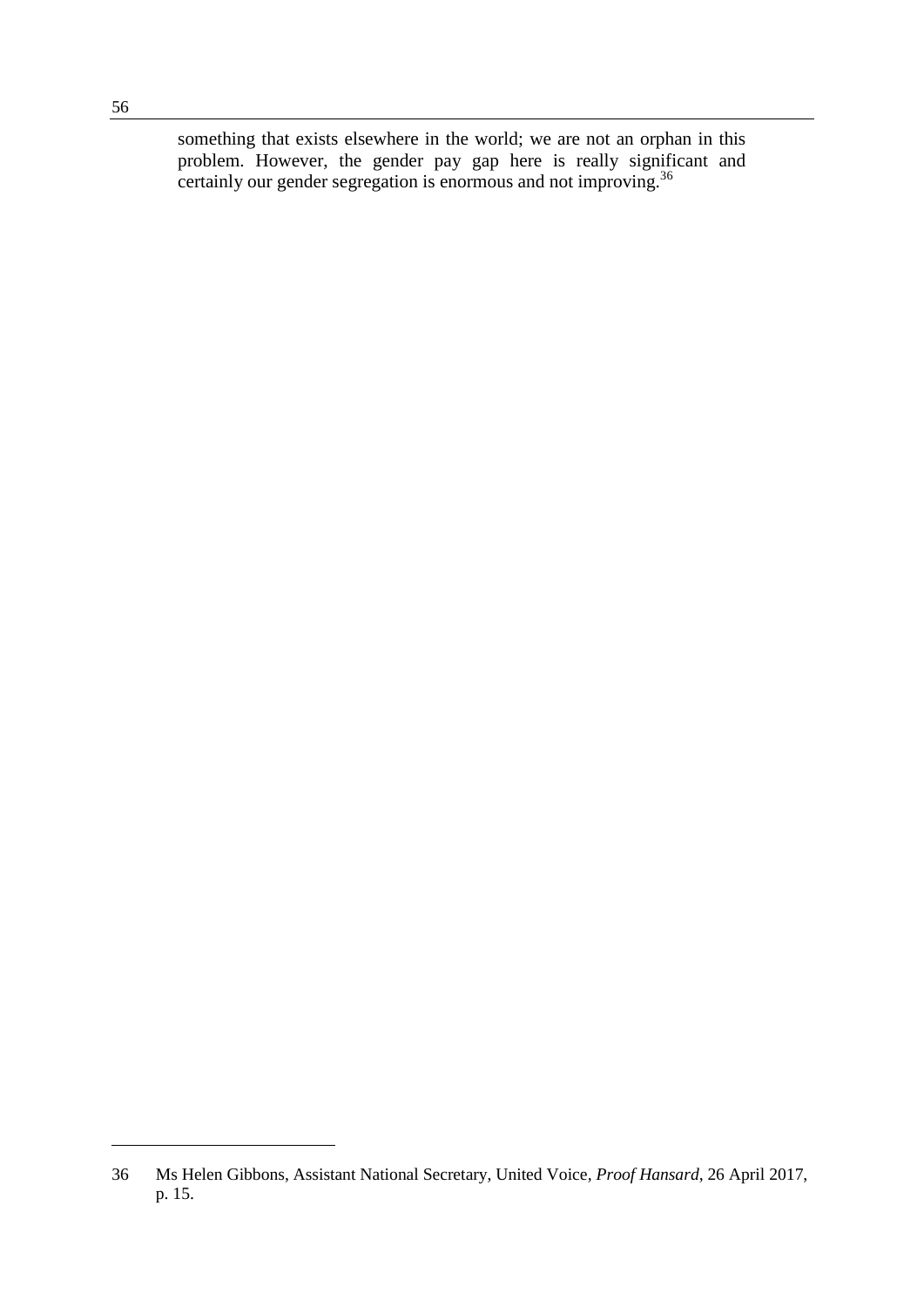> something that exists elsewhere in the world; we are not an orphan in this problem. However, the gender pay gap here is really significant and certainly our gender segregation is enormous and not improving.[36]

36 Ms Helen Gibbons, Assistant National Secretary, United Voice, *Proof Hansard*, 26 April 2017, p. 15.